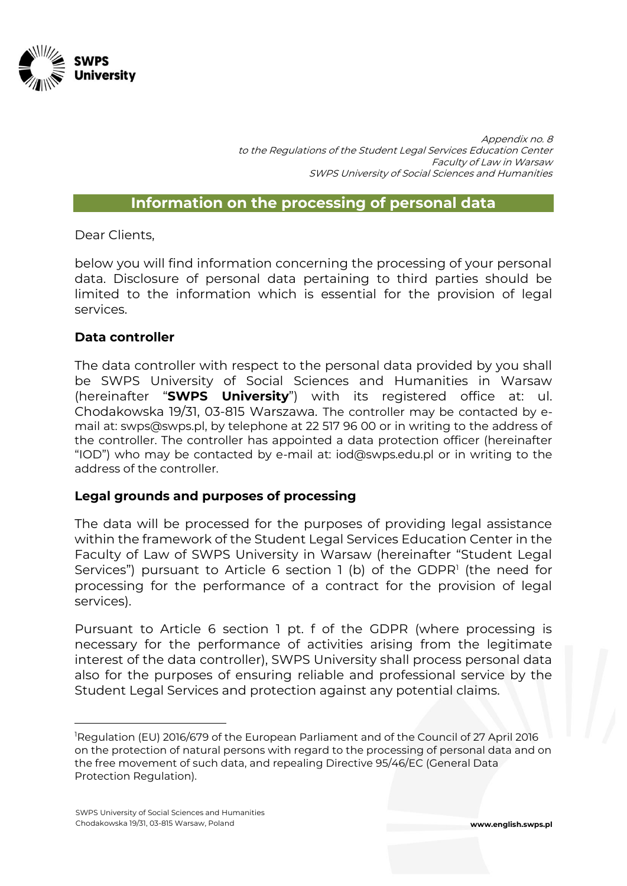*Appendix no. 8*
*to the Regulations of the Student Legal Services Education Center*
*Faculty of Law in Warsaw*
*SWPS University of Social Sciences and Humanities*

# Information on the processing of personal data

Dear Clients,

below you will find information concerning the processing of your personal data. Disclosure of personal data pertaining to third parties should be limited to the information which is essential for the provision of legal services.

## Data controller

The data controller with respect to the personal data provided by you shall be SWPS University of Social Sciences and Humanities in Warsaw (hereinafter "**SWPS University**") with its registered office at: ul. Chodakowska 19/31, 03-815 Warszawa. The controller may be contacted by e-mail at: swps@swps.pl, by telephone at 22 517 96 00 or in writing to the address of the controller. The controller has appointed a data protection officer (hereinafter "IOD") who may be contacted by e-mail at: iod@swps.edu.pl or in writing to the address of the controller.

## Legal grounds and purposes of processing

The data will be processed for the purposes of providing legal assistance within the framework of the Student Legal Services Education Center in the Faculty of Law of SWPS University in Warsaw (hereinafter "Student Legal Services") pursuant to Article 6 section 1 (b) of the GDPR[1] (the need for processing for the performance of a contract for the provision of legal services).

Pursuant to Article 6 section 1 pt. f of the GDPR (where processing is necessary for the performance of activities arising from the legitimate interest of the data controller), SWPS University shall process personal data also for the purposes of ensuring reliable and professional service by the Student Legal Services and protection against any potential claims.

---

[1]Regulation (EU) 2016/679 of the European Parliament and of the Council of 27 April 2016 on the protection of natural persons with regard to the processing of personal data and on the free movement of such data, and repealing Directive 95/46/EC (General Data Protection Regulation).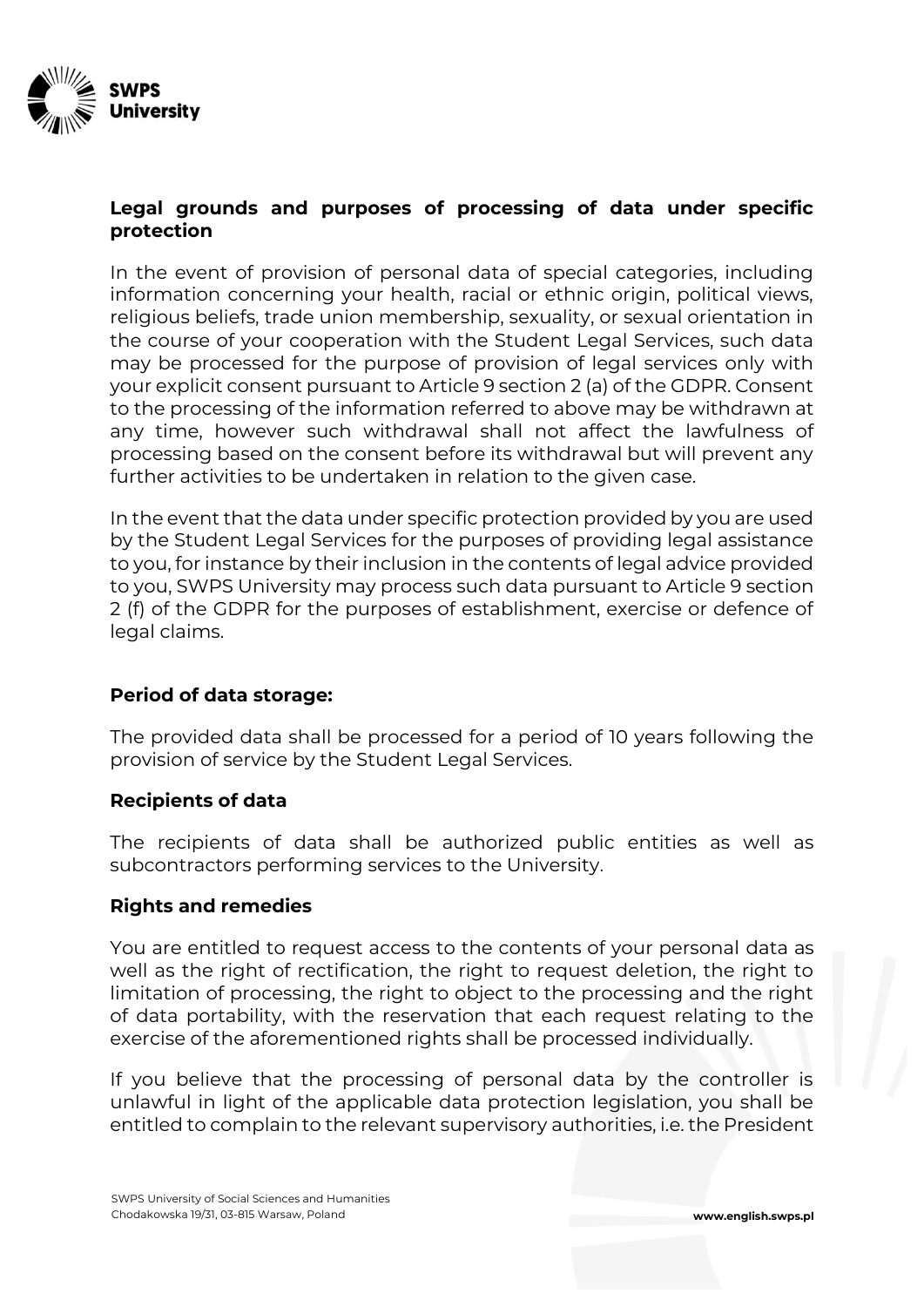**Legal grounds and purposes of processing of data under specific protection**

In the event of provision of personal data of special categories, including information concerning your health, racial or ethnic origin, political views, religious beliefs, trade union membership, sexuality, or sexual orientation in the course of your cooperation with the Student Legal Services, such data may be processed for the purpose of provision of legal services only with your explicit consent pursuant to Article 9 section 2 (a) of the GDPR. Consent to the processing of the information referred to above may be withdrawn at any time, however such withdrawal shall not affect the lawfulness of processing based on the consent before its withdrawal but will prevent any further activities to be undertaken in relation to the given case.

In the event that the data under specific protection provided by you are used by the Student Legal Services for the purposes of providing legal assistance to you, for instance by their inclusion in the contents of legal advice provided to you, SWPS University may process such data pursuant to Article 9 section 2 (f) of the GDPR for the purposes of establishment, exercise or defence of legal claims.

**Period of data storage:**

The provided data shall be processed for a period of 10 years following the provision of service by the Student Legal Services.

**Recipients of data**

The recipients of data shall be authorized public entities as well as subcontractors performing services to the University.

**Rights and remedies**

You are entitled to request access to the contents of your personal data as well as the right of rectification, the right to request deletion, the right to limitation of processing, the right to object to the processing and the right of data portability, with the reservation that each request relating to the exercise of the aforementioned rights shall be processed individually.

If you believe that the processing of personal data by the controller is unlawful in light of the applicable data protection legislation, you shall be entitled to complain to the relevant supervisory authorities, i.e. the President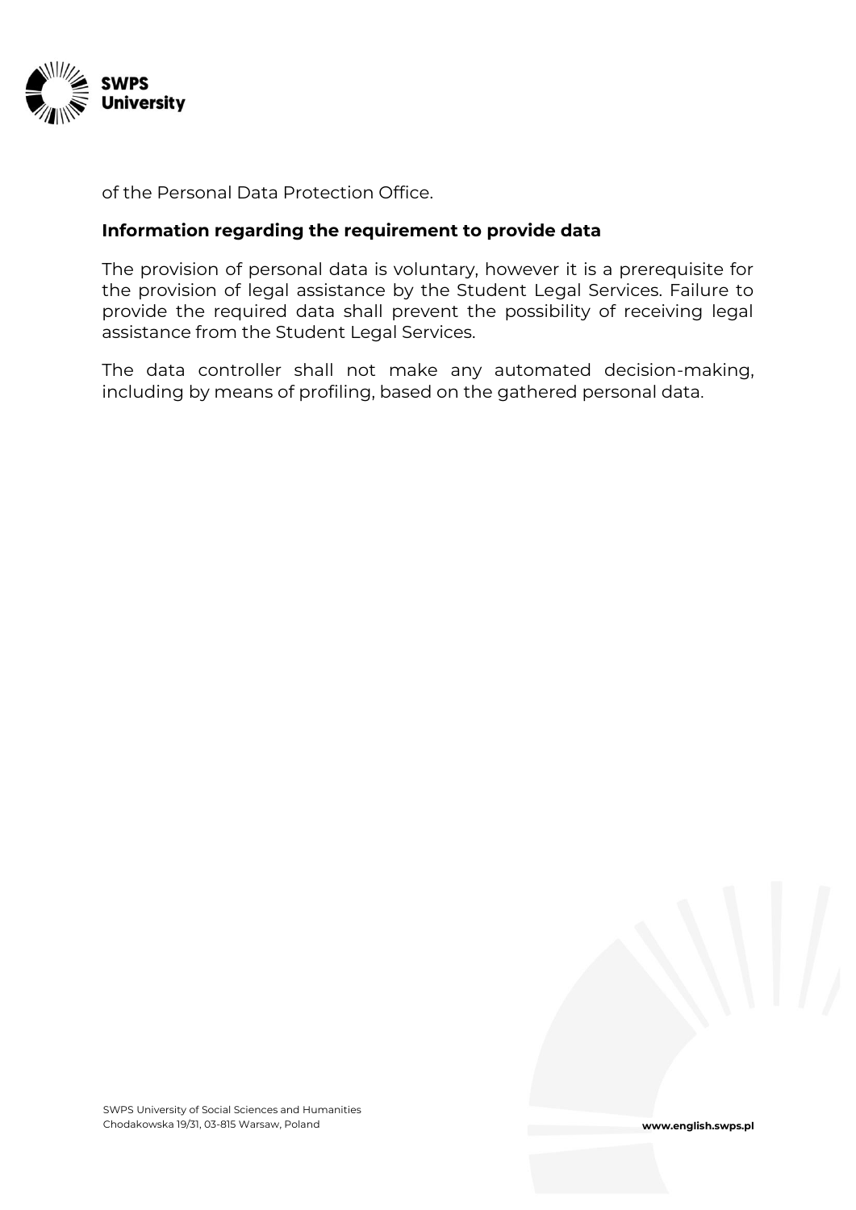of the Personal Data Protection Office.

**Information regarding the requirement to provide data**

The provision of personal data is voluntary, however it is a prerequisite for the provision of legal assistance by the Student Legal Services. Failure to provide the required data shall prevent the possibility of receiving legal assistance from the Student Legal Services.

The data controller shall not make any automated decision-making, including by means of profiling, based on the gathered personal data.